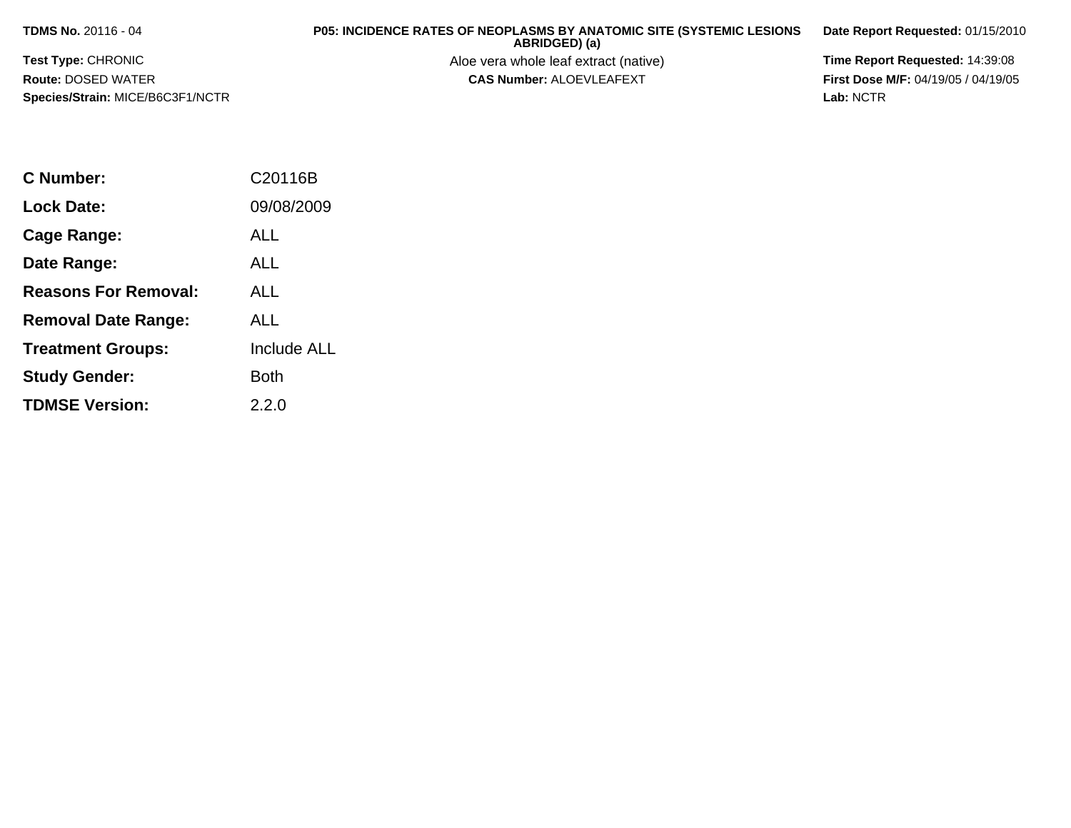**TDMS No.** 20116 - 04

**Test Type:** CHRONIC

**Route:** DOSED WATER

**Species/Strain:** MICE/B6C3F1/NCTR

**P05: INCIDENCE RATES OF NEOPLASMS BY ANATOMIC SITE (SYSTEMIC LESIONS ABRIDGED) (a)**

Aloe vera whole leaf extract (native)

**CAS Number:** ALOEVLEAFEXT

**Date Report Requested:** 01/15/2010

**Time Report Requested:** 14:39:08

**First Dose M/F:** 04/19/05 / 04/19/05

**Lab:** NCTR

| | |
|---|---|
| **C Number:** | C20116B |
| **Lock Date:** | 09/08/2009 |
| **Cage Range:** | ALL |
| **Date Range:** | ALL |
| **Reasons For Removal:** | ALL |
| **Removal Date Range:** | ALL |
| **Treatment Groups:** | Include ALL |
| **Study Gender:** | Both |
| **TDMSE Version:** | 2.2.0 |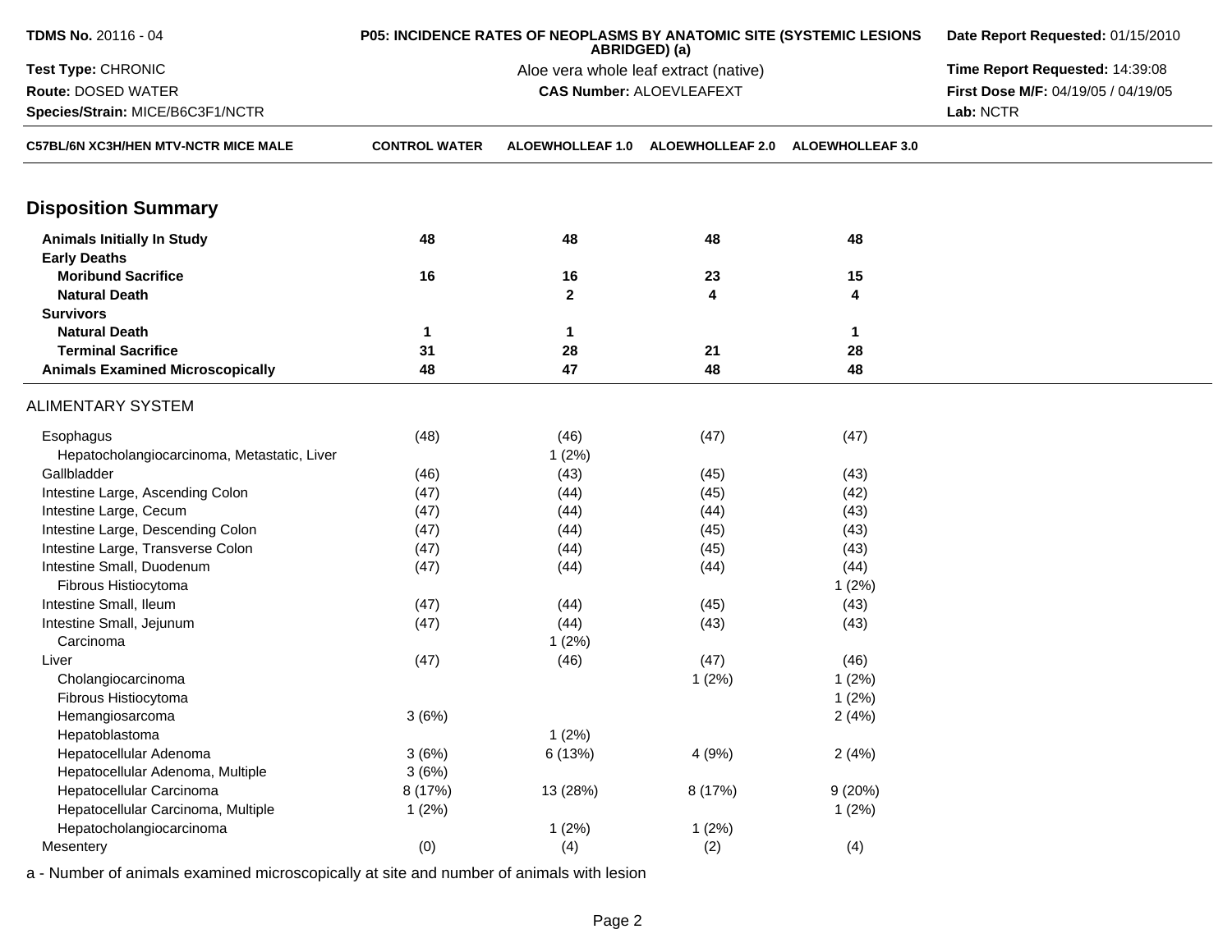**TDMS No.** 20116 - 04
**Test Type:** CHRONIC
**Route:** DOSED WATER
**Species/Strain:** MICE/B6C3F1/NCTR

**P05: INCIDENCE RATES OF NEOPLASMS BY ANATOMIC SITE (SYSTEMIC LESIONS ABRIDGED) (a)**
Aloe vera whole leaf extract (native)
**CAS Number:** ALOEVLEAFEXT

**Date Report Requested:** 01/15/2010
**Time Report Requested:** 14:39:08
**First Dose M/F:** 04/19/05 / 04/19/05
**Lab:** NCTR

| C57BL/6N XC3H/HEN MTV-NCTR MICE MALE | CONTROL WATER | ALOEWHOLLEAF 1.0 | ALOEWHOLLEAF 2.0 | ALOEWHOLLEAF 3.0 |
|---|---|---|---|---|
| **Disposition Summary** | | | | |
| **Animals Initially In Study** | **48** | **48** | **48** | **48** |
| **Early Deaths** | | | | |
| **Moribund Sacrifice** | **16** | **16** | **23** | **15** |
| **Natural Death** | | **2** | **4** | **4** |
| **Survivors** | | | | |
| **Natural Death** | **1** | **1** | | **1** |
| **Terminal Sacrifice** | **31** | **28** | **21** | **28** |
| **Animals Examined Microscopically** | **48** | **47** | **48** | **48** |
| ALIMENTARY SYSTEM | | | | |
| Esophagus | (48) | (46) | (47) | (47) |
| Hepatocholangiocarcinoma, Metastatic, Liver | | 1 (2%) | | |
| Gallbladder | (46) | (43) | (45) | (43) |
| Intestine Large, Ascending Colon | (47) | (44) | (45) | (42) |
| Intestine Large, Cecum | (47) | (44) | (44) | (43) |
| Intestine Large, Descending Colon | (47) | (44) | (45) | (43) |
| Intestine Large, Transverse Colon | (47) | (44) | (45) | (43) |
| Intestine Small, Duodenum | (47) | (44) | (44) | (44) |
| Fibrous Histiocytoma | | | | 1 (2%) |
| Intestine Small, Ileum | (47) | (44) | (45) | (43) |
| Intestine Small, Jejunum | (47) | (44) | (43) | (43) |
| Carcinoma | | 1 (2%) | | |
| Liver | (47) | (46) | (47) | (46) |
| Cholangiocarcinoma | | | 1 (2%) | 1 (2%) |
| Fibrous Histiocytoma | | | | 1 (2%) |
| Hemangiosarcoma | 3 (6%) | | | 2 (4%) |
| Hepatoblastoma | | 1 (2%) | | |
| Hepatocellular Adenoma | 3 (6%) | 6 (13%) | 4 (9%) | 2 (4%) |
| Hepatocellular Adenoma, Multiple | 3 (6%) | | | |
| Hepatocellular Carcinoma | 8 (17%) | 13 (28%) | 8 (17%) | 9 (20%) |
| Hepatocellular Carcinoma, Multiple | 1 (2%) | | | 1 (2%) |
| Hepatocholangiocarcinoma | | 1 (2%) | 1 (2%) | |
| Mesentery | (0) | (4) | (2) | (4) |

a - Number of animals examined microscopically at site and number of animals with lesion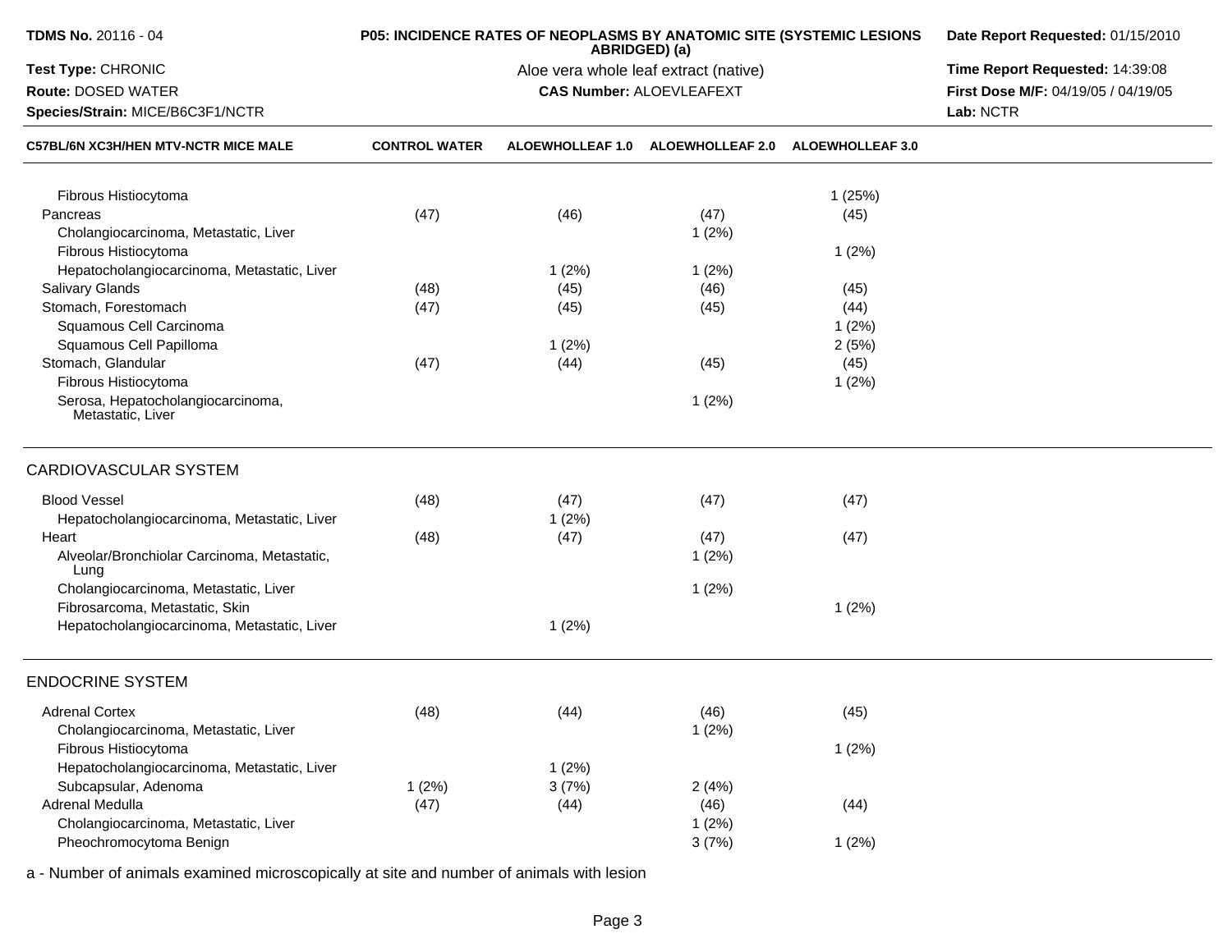**TDMS No.** 20116 - 04
**Test Type:** CHRONIC
**Route:** DOSED WATER
**Species/Strain:** MICE/B6C3F1/NCTR

**P05: INCIDENCE RATES OF NEOPLASMS BY ANATOMIC SITE (SYSTEMIC LESIONS ABRIDGED) (a)**
Aloe vera whole leaf extract (native)
**CAS Number:** ALOEVLEAFEXT

**Date Report Requested:** 01/15/2010
**Time Report Requested:** 14:39:08
**First Dose M/F:** 04/19/05 / 04/19/05
**Lab:** NCTR

| C57BL/6N XC3H/HEN MTV-NCTR MICE MALE | CONTROL WATER | ALOEWHOLLEAF 1.0 | ALOEWHOLLEAF 2.0 | ALOEWHOLLEAF 3.0 |
|---|---|---|---|---|
| Fibrous Histiocytoma | | | | 1 (25%) |
| Pancreas | (47) | (46) | (47) | (45) |
| Cholangiocarcinoma, Metastatic, Liver | | | 1 (2%) | |
| Fibrous Histiocytoma | | | | 1 (2%) |
| Hepatocholangiocarcinoma, Metastatic, Liver | | 1 (2%) | 1 (2%) | |
| Salivary Glands | (48) | (45) | (46) | (45) |
| Stomach, Forestomach | (47) | (45) | (45) | (44) |
| Squamous Cell Carcinoma | | | | 1 (2%) |
| Squamous Cell Papilloma | | 1 (2%) | | 2 (5%) |
| Stomach, Glandular | (47) | (44) | (45) | (45) |
| Fibrous Histiocytoma | | | | 1 (2%) |
| Serosa, Hepatocholangiocarcinoma, Metastatic, Liver | | | 1 (2%) | |
| **CARDIOVASCULAR SYSTEM** | | | | |
| Blood Vessel | (48) | (47) | (47) | (47) |
| Hepatocholangiocarcinoma, Metastatic, Liver | | 1 (2%) | | |
| Heart | (48) | (47) | (47) | (47) |
| Alveolar/Bronchiolar Carcinoma, Metastatic, Lung | | | 1 (2%) | |
| Cholangiocarcinoma, Metastatic, Liver | | | 1 (2%) | |
| Fibrosarcoma, Metastatic, Skin | | | | 1 (2%) |
| Hepatocholangiocarcinoma, Metastatic, Liver | | 1 (2%) | | |
| **ENDOCRINE SYSTEM** | | | | |
| Adrenal Cortex | (48) | (44) | (46) | (45) |
| Cholangiocarcinoma, Metastatic, Liver | | | 1 (2%) | |
| Fibrous Histiocytoma | | | | 1 (2%) |
| Hepatocholangiocarcinoma, Metastatic, Liver | | 1 (2%) | | |
| Subcapsular, Adenoma | 1 (2%) | 3 (7%) | 2 (4%) | |
| Adrenal Medulla | (47) | (44) | (46) | (44) |
| Cholangiocarcinoma, Metastatic, Liver | | | 1 (2%) | |
| Pheochromocytoma Benign | | | 3 (7%) | 1 (2%) |

a - Number of animals examined microscopically at site and number of animals with lesion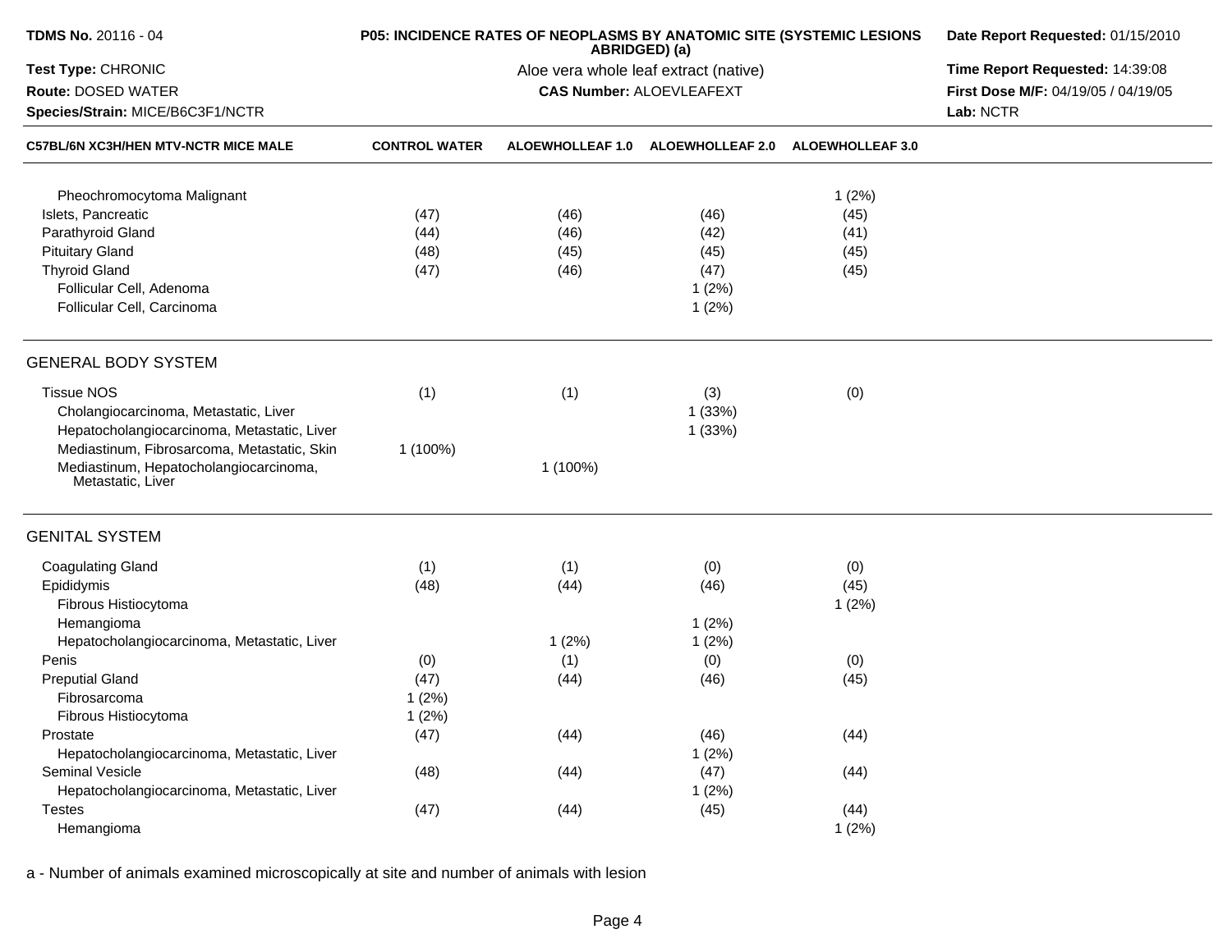| C57BL/6N XC3H/HEN MTV-NCTR MICE MALE | CONTROL WATER | ALOEWHOLLEAF 1.0 | ALOEWHOLLEAF 2.0 | ALOEWHOLLEAF 3.0 |
|---|---|---|---|---|
| Pheochromocytoma Malignant | | | | 1 (2%) |
| Islets, Pancreatic | (47) | (46) | (46) | (45) |
| Parathyroid Gland | (44) | (46) | (42) | (41) |
| Pituitary Gland | (48) | (45) | (45) | (45) |
| Thyroid Gland | (47) | (46) | (47) | (45) |
| Follicular Cell, Adenoma | | | 1 (2%) | |
| Follicular Cell, Carcinoma | | | 1 (2%) | |
| **GENERAL BODY SYSTEM** | | | | |
| Tissue NOS | (1) | (1) | (3) | (0) |
| Cholangiocarcinoma, Metastatic, Liver | | | 1 (33%) | |
| Hepatocholangiocarcinoma, Metastatic, Liver | | | 1 (33%) | |
| Mediastinum, Fibrosarcoma, Metastatic, Skin | 1 (100%) | | | |
| Mediastinum, Hepatocholangiocarcinoma, Metastatic, Liver | | 1 (100%) | | |
| **GENITAL SYSTEM** | | | | |
| Coagulating Gland | (1) | (1) | (0) | (0) |
| Epididymis | (48) | (44) | (46) | (45) |
| Fibrous Histiocytoma | | | | 1 (2%) |
| Hemangioma | | | 1 (2%) | |
| Hepatocholangiocarcinoma, Metastatic, Liver | | 1 (2%) | 1 (2%) | |
| Penis | (0) | (1) | (0) | (0) |
| Preputial Gland | (47) | (44) | (46) | (45) |
| Fibrosarcoma | 1 (2%) | | | |
| Fibrous Histiocytoma | 1 (2%) | | | |
| Prostate | (47) | (44) | (46) | (44) |
| Hepatocholangiocarcinoma, Metastatic, Liver | | | 1 (2%) | |
| Seminal Vesicle | (48) | (44) | (47) | (44) |
| Hepatocholangiocarcinoma, Metastatic, Liver | | | 1 (2%) | |
| Testes | (47) | (44) | (45) | (44) |
| Hemangioma | | | | 1 (2%) |

a - Number of animals examined microscopically at site and number of animals with lesion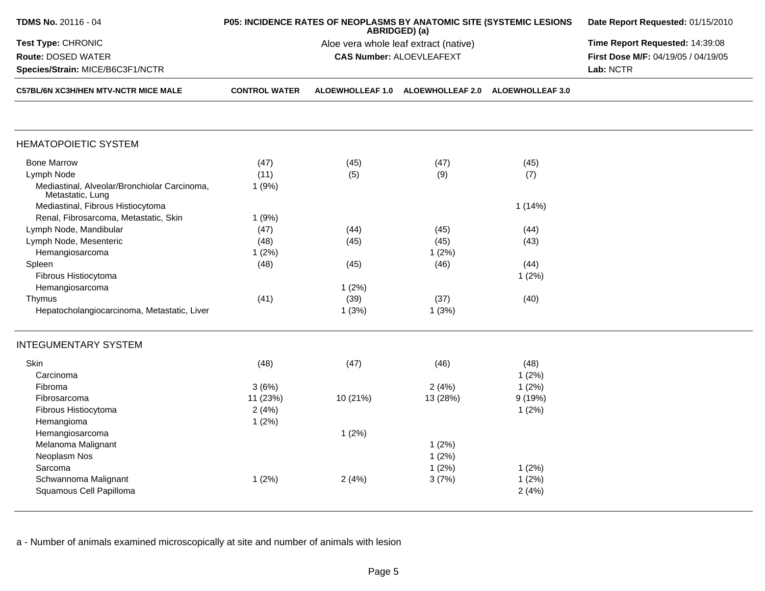**TDMS No.** 20116 - 04
**Test Type:** CHRONIC
**Route:** DOSED WATER
**Species/Strain:** MICE/B6C3F1/NCTR

**P05: INCIDENCE RATES OF NEOPLASMS BY ANATOMIC SITE (SYSTEMIC LESIONS ABRIDGED) (a)**
Aloe vera whole leaf extract (native)
**CAS Number:** ALOEVLEAFEXT

**Date Report Requested:** 01/15/2010
**Time Report Requested:** 14:39:08
**First Dose M/F:** 04/19/05 / 04/19/05
**Lab:** NCTR

| C57BL/6N XC3H/HEN MTV-NCTR MICE MALE | CONTROL WATER | ALOEWHOLLEAF 1.0 | ALOEWHOLLEAF 2.0 | ALOEWHOLLEAF 3.0 |
|---|---|---|---|---|
| **HEMATOPOIETIC SYSTEM** | | | | |
| Bone Marrow | (47) | (45) | (47) | (45) |
| Lymph Node | (11) | (5) | (9) | (7) |
| Mediastinal, Alveolar/Bronchiolar Carcinoma, Metastatic, Lung | 1 (9%) | | | |
| Mediastinal, Fibrous Histiocytoma | | | | 1 (14%) |
| Renal, Fibrosarcoma, Metastatic, Skin | 1 (9%) | | | |
| Lymph Node, Mandibular | (47) | (44) | (45) | (44) |
| Lymph Node, Mesenteric | (48) | (45) | (45) | (43) |
| Hemangiosarcoma | 1 (2%) | | 1 (2%) | |
| Spleen | (48) | (45) | (46) | (44) |
| Fibrous Histiocytoma | | | | 1 (2%) |
| Hemangiosarcoma | | 1 (2%) | | |
| Thymus | (41) | (39) | (37) | (40) |
| Hepatocholangiocarcinoma, Metastatic, Liver | | 1 (3%) | 1 (3%) | |
| **INTEGUMENTARY SYSTEM** | | | | |
| Skin | (48) | (47) | (46) | (48) |
| Carcinoma | | | | 1 (2%) |
| Fibroma | 3 (6%) | | 2 (4%) | 1 (2%) |
| Fibrosarcoma | 11 (23%) | 10 (21%) | 13 (28%) | 9 (19%) |
| Fibrous Histiocytoma | 2 (4%) | | | 1 (2%) |
| Hemangioma | 1 (2%) | | | |
| Hemangiosarcoma | | 1 (2%) | | |
| Melanoma Malignant | | | 1 (2%) | |
| Neoplasm Nos | | | 1 (2%) | |
| Sarcoma | | | 1 (2%) | 1 (2%) |
| Schwannoma Malignant | 1 (2%) | 2 (4%) | 3 (7%) | 1 (2%) |
| Squamous Cell Papilloma | | | | 2 (4%) |

a - Number of animals examined microscopically at site and number of animals with lesion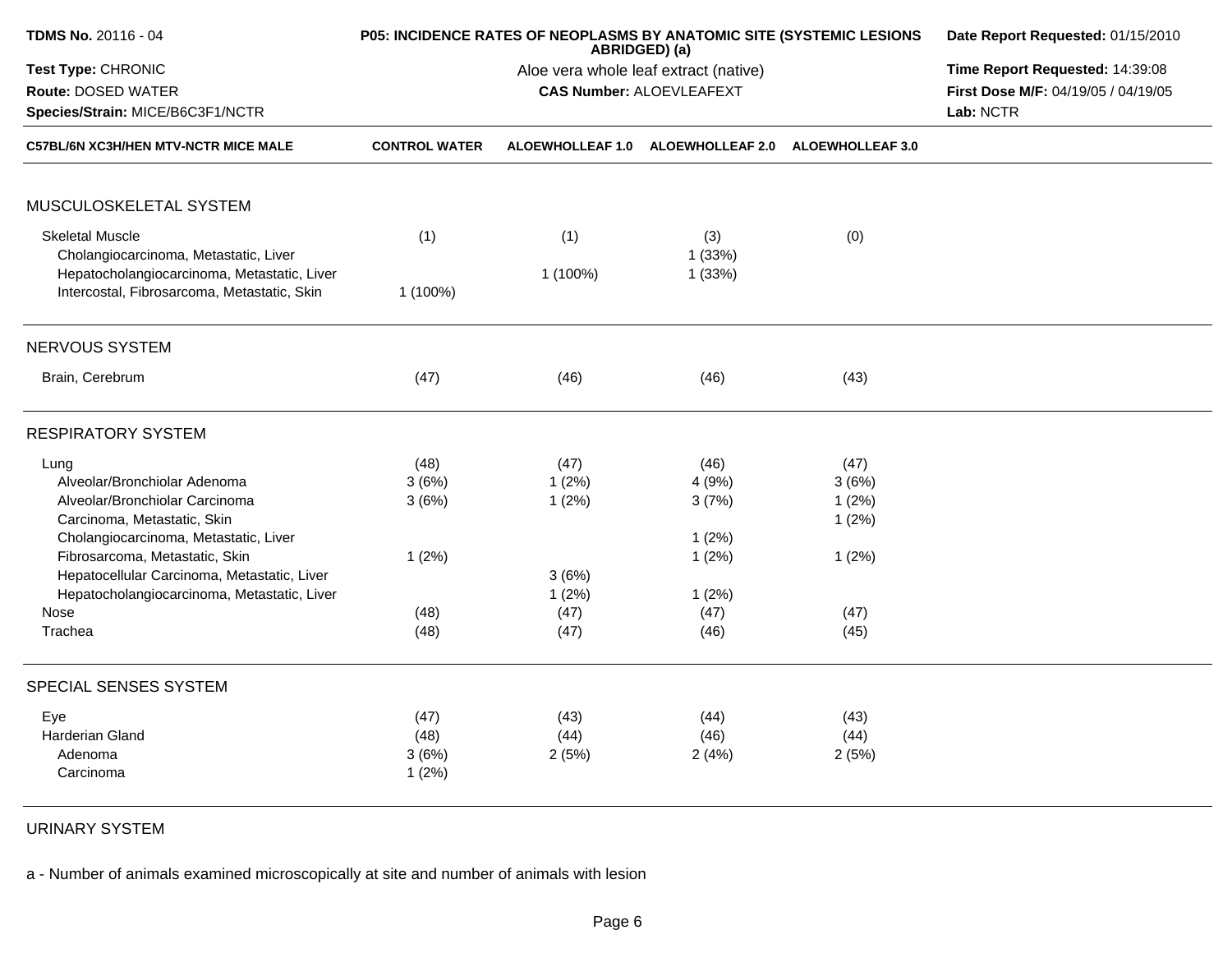**TDMS No.** 20116 - 04
**Test Type:** CHRONIC
**Route:** DOSED WATER
**Species/Strain:** MICE/B6C3F1/NCTR

**P05: INCIDENCE RATES OF NEOPLASMS BY ANATOMIC SITE (SYSTEMIC LESIONS ABRIDGED) (a)**
Aloe vera whole leaf extract (native)
**CAS Number:** ALOEVLEAFEXT

**Date Report Requested:** 01/15/2010
**Time Report Requested:** 14:39:08
**First Dose M/F:** 04/19/05 / 04/19/05
**Lab:** NCTR

| C57BL/6N XC3H/HEN MTV-NCTR MICE MALE | CONTROL WATER | ALOEWHOLLEAF 1.0 | ALOEWHOLLEAF 2.0 | ALOEWHOLLEAF 3.0 |
|---|---|---|---|---|
| **MUSCULOSKELETAL SYSTEM** | | | | |
| Skeletal Muscle | (1) | (1) | (3) | (0) |
| Cholangiocarcinoma, Metastatic, Liver | | | 1 (33%) | |
| Hepatocholangiocarcinoma, Metastatic, Liver | | 1 (100%) | 1 (33%) | |
| Intercostal, Fibrosarcoma, Metastatic, Skin | 1 (100%) | | | |
| **NERVOUS SYSTEM** | | | | |
| Brain, Cerebrum | (47) | (46) | (46) | (43) |
| **RESPIRATORY SYSTEM** | | | | |
| Lung | (48) | (47) | (46) | (47) |
| Alveolar/Bronchiolar Adenoma | 3 (6%) | 1 (2%) | 4 (9%) | 3 (6%) |
| Alveolar/Bronchiolar Carcinoma | 3 (6%) | 1 (2%) | 3 (7%) | 1 (2%) |
| Carcinoma, Metastatic, Skin | | | | 1 (2%) |
| Cholangiocarcinoma, Metastatic, Liver | | | 1 (2%) | |
| Fibrosarcoma, Metastatic, Skin | 1 (2%) | | 1 (2%) | 1 (2%) |
| Hepatocellular Carcinoma, Metastatic, Liver | | 3 (6%) | | |
| Hepatocholangiocarcinoma, Metastatic, Liver | | 1 (2%) | 1 (2%) | |
| Nose | (48) | (47) | (47) | (47) |
| Trachea | (48) | (47) | (46) | (45) |
| **SPECIAL SENSES SYSTEM** | | | | |
| Eye | (47) | (43) | (44) | (43) |
| Harderian Gland | (48) | (44) | (46) | (44) |
| Adenoma | 3 (6%) | 2 (5%) | 2 (4%) | 2 (5%) |
| Carcinoma | 1 (2%) | | | |
| **URINARY SYSTEM** | | | | |

a - Number of animals examined microscopically at site and number of animals with lesion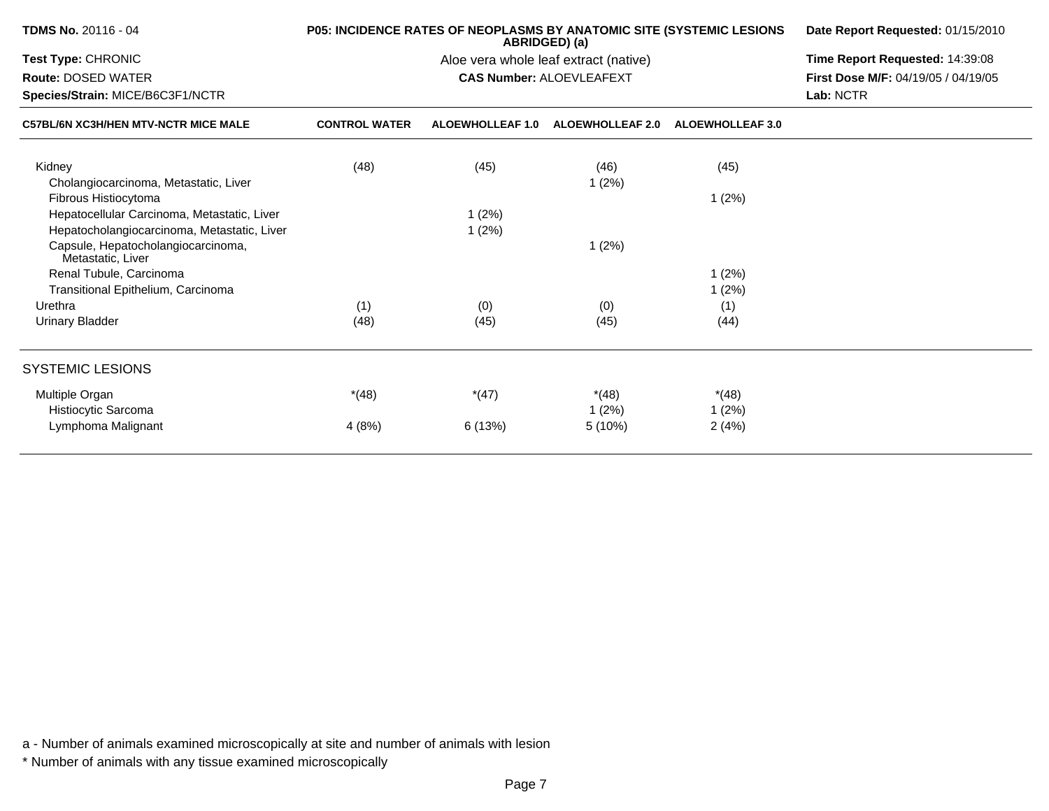**TDMS No.** 20116 - 04
**Test Type:** CHRONIC
**Route:** DOSED WATER
**Species/Strain:** MICE/B6C3F1/NCTR

**P05: INCIDENCE RATES OF NEOPLASMS BY ANATOMIC SITE (SYSTEMIC LESIONS ABRIDGED) (a)**
Aloe vera whole leaf extract (native)
**CAS Number:** ALOEVLEAFEXT

**Date Report Requested:** 01/15/2010
**Time Report Requested:** 14:39:08
**First Dose M/F:** 04/19/05 / 04/19/05
**Lab:** NCTR

| C57BL/6N XC3H/HEN MTV-NCTR MICE MALE | CONTROL WATER | ALOEWHOLLEAF 1.0 | ALOEWHOLLEAF 2.0 | ALOEWHOLLEAF 3.0 |
|---|---|---|---|---|
| Kidney | (48) | (45) | (46) | (45) |
| Cholangiocarcinoma, Metastatic, Liver | | | 1 (2%) | |
| Fibrous Histiocytoma | | | | 1 (2%) |
| Hepatocellular Carcinoma, Metastatic, Liver | | 1 (2%) | | |
| Hepatocholangiocarcinoma, Metastatic, Liver | | 1 (2%) | | |
| Capsule, Hepatocholangiocarcinoma, Metastatic, Liver | | | 1 (2%) | |
| Renal Tubule, Carcinoma | | | | 1 (2%) |
| Transitional Epithelium, Carcinoma | | | | 1 (2%) |
| Urethra | (1) | (0) | (0) | (1) |
| Urinary Bladder | (48) | (45) | (45) | (44) |

## SYSTEMIC LESIONS

| | CONTROL WATER | ALOEWHOLLEAF 1.0 | ALOEWHOLLEAF 2.0 | ALOEWHOLLEAF 3.0 |
|---|---|---|---|---|
| Multiple Organ | *(48) | *(47) | *(48) | *(48) |
| Histiocytic Sarcoma | | | 1 (2%) | 1 (2%) |
| Lymphoma Malignant | 4 (8%) | 6 (13%) | 5 (10%) | 2 (4%) |

a - Number of animals examined microscopically at site and number of animals with lesion

* Number of animals with any tissue examined microscopically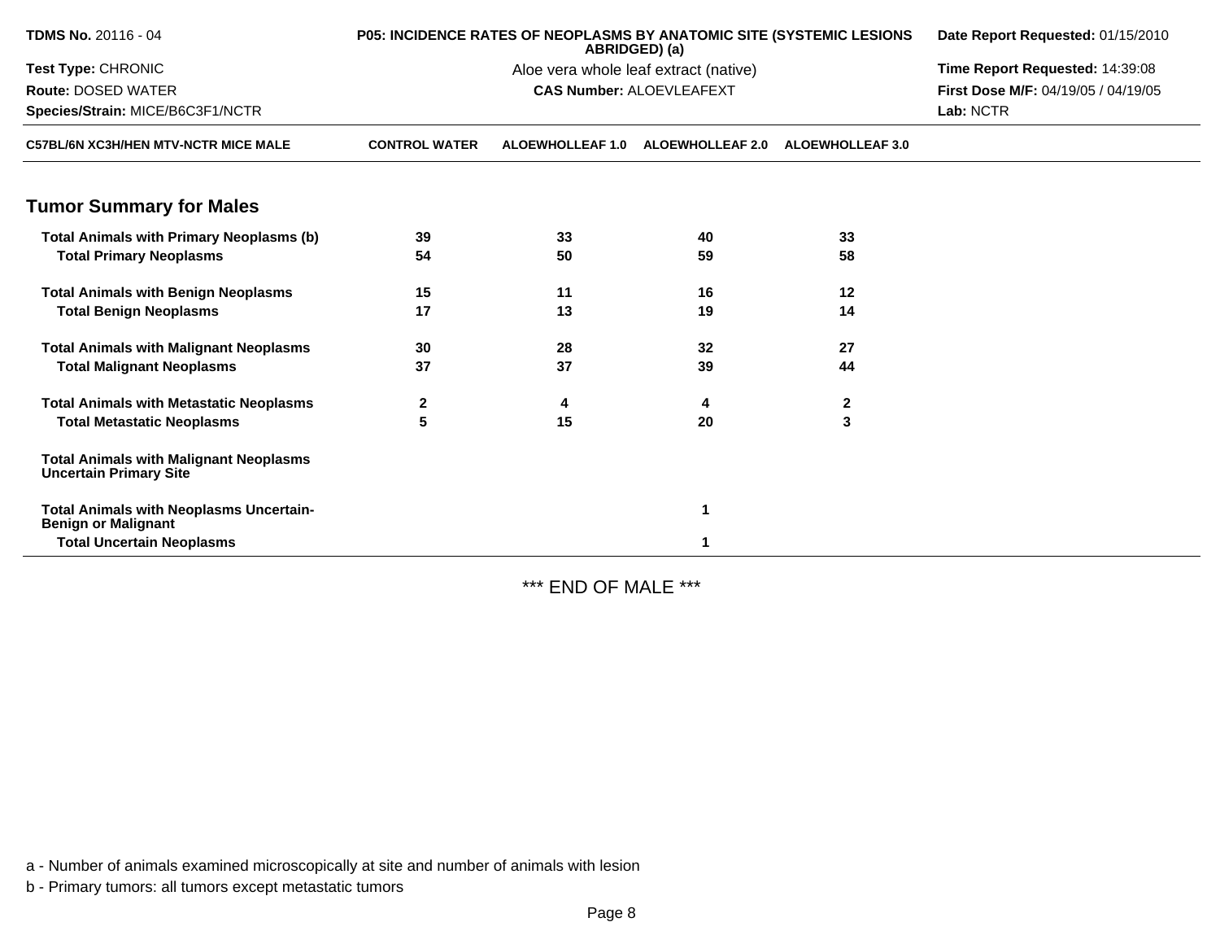TDMS No. 20116 - 04
Test Type: CHRONIC
Route: DOSED WATER
Species/Strain: MICE/B6C3F1/NCTR

**P05: INCIDENCE RATES OF NEOPLASMS BY ANATOMIC SITE (SYSTEMIC LESIONS ABRIDGED) (a)**
Aloe vera whole leaf extract (native)
**CAS Number:** ALOEVLEAFEXT

**Date Report Requested:** 01/15/2010
**Time Report Requested:** 14:39:08
**First Dose M/F:** 04/19/05 / 04/19/05
**Lab:** NCTR

| C57BL/6N XC3H/HEN MTV-NCTR MICE MALE | CONTROL WATER | ALOEWHOLLEAF 1.0 | ALOEWHOLLEAF 2.0 | ALOEWHOLLEAF 3.0 |
|---|---|---|---|---|
| **Tumor Summary for Males** | | | | |
| **Total Animals with Primary Neoplasms (b)** | 39 | 33 | 40 | 33 |
| **Total Primary Neoplasms** | 54 | 50 | 59 | 58 |
| **Total Animals with Benign Neoplasms** | 15 | 11 | 16 | 12 |
| **Total Benign Neoplasms** | 17 | 13 | 19 | 14 |
| **Total Animals with Malignant Neoplasms** | 30 | 28 | 32 | 27 |
| **Total Malignant Neoplasms** | 37 | 37 | 39 | 44 |
| **Total Animals with Metastatic Neoplasms** | 2 | 4 | 4 | 2 |
| **Total Metastatic Neoplasms** | 5 | 15 | 20 | 3 |
| **Total Animals with Malignant Neoplasms Uncertain Primary Site** | | | | |
| **Total Animals with Neoplasms Uncertain-Benign or Malignant** | | | 1 | |
| **Total Uncertain Neoplasms** | | | 1 | |

*** END OF MALE ***

a - Number of animals examined microscopically at site and number of animals with lesion

b - Primary tumors: all tumors except metastatic tumors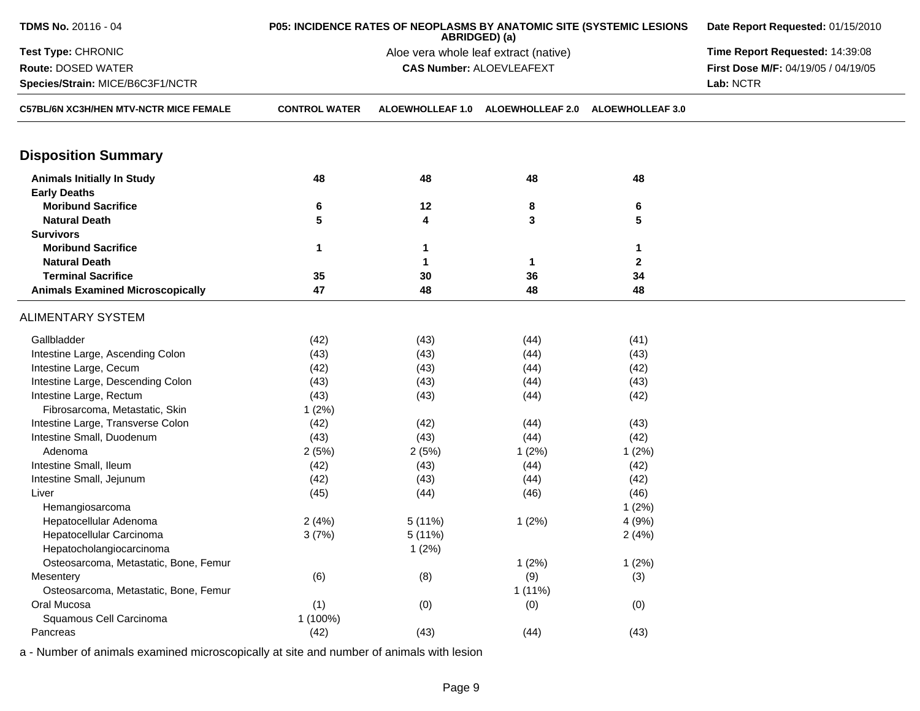**TDMS No.** 20116 - 04
**Test Type:** CHRONIC
**Route:** DOSED WATER
**Species/Strain:** MICE/B6C3F1/NCTR

**P05: INCIDENCE RATES OF NEOPLASMS BY ANATOMIC SITE (SYSTEMIC LESIONS ABRIDGED) (a)**
Aloe vera whole leaf extract (native)
**CAS Number:** ALOEVLEAFEXT

**Date Report Requested:** 01/15/2010
**Time Report Requested:** 14:39:08
**First Dose M/F:** 04/19/05 / 04/19/05
**Lab:** NCTR

| C57BL/6N XC3H/HEN MTV-NCTR MICE FEMALE | CONTROL WATER | ALOEWHOLLEAF 1.0 | ALOEWHOLLEAF 2.0 | ALOEWHOLLEAF 3.0 |
|---|---|---|---|---|
| **Disposition Summary** | | | | |
| **Animals Initially In Study** | **48** | **48** | **48** | **48** |
| **Early Deaths** | | | | |
| **Moribund Sacrifice** | **6** | **12** | **8** | **6** |
| **Natural Death** | **5** | **4** | **3** | **5** |
| **Survivors** | | | | |
| **Moribund Sacrifice** | **1** | **1** | | **1** |
| **Natural Death** | | **1** | **1** | **2** |
| **Terminal Sacrifice** | **35** | **30** | **36** | **34** |
| **Animals Examined Microscopically** | **47** | **48** | **48** | **48** |
| ALIMENTARY SYSTEM | | | | |
| Gallbladder | (42) | (43) | (44) | (41) |
| Intestine Large, Ascending Colon | (43) | (43) | (44) | (43) |
| Intestine Large, Cecum | (42) | (43) | (44) | (42) |
| Intestine Large, Descending Colon | (43) | (43) | (44) | (43) |
| Intestine Large, Rectum | (43) | (43) | (44) | (42) |
| Fibrosarcoma, Metastatic, Skin | 1 (2%) | | | |
| Intestine Large, Transverse Colon | (42) | (42) | (44) | (43) |
| Intestine Small, Duodenum | (43) | (43) | (44) | (42) |
| Adenoma | 2 (5%) | 2 (5%) | 1 (2%) | 1 (2%) |
| Intestine Small, Ileum | (42) | (43) | (44) | (42) |
| Intestine Small, Jejunum | (42) | (43) | (44) | (42) |
| Liver | (45) | (44) | (46) | (46) |
| Hemangiosarcoma | | | | 1 (2%) |
| Hepatocellular Adenoma | 2 (4%) | 5 (11%) | 1 (2%) | 4 (9%) |
| Hepatocellular Carcinoma | 3 (7%) | 5 (11%) | | 2 (4%) |
| Hepatocholangiocarcinoma | | 1 (2%) | | |
| Osteosarcoma, Metastatic, Bone, Femur | | | 1 (2%) | 1 (2%) |
| Mesentery | (6) | (8) | (9) | (3) |
| Osteosarcoma, Metastatic, Bone, Femur | | | 1 (11%) | |
| Oral Mucosa | (1) | (0) | (0) | (0) |
| Squamous Cell Carcinoma | 1 (100%) | | | |
| Pancreas | (42) | (43) | (44) | (43) |

a - Number of animals examined microscopically at site and number of animals with lesion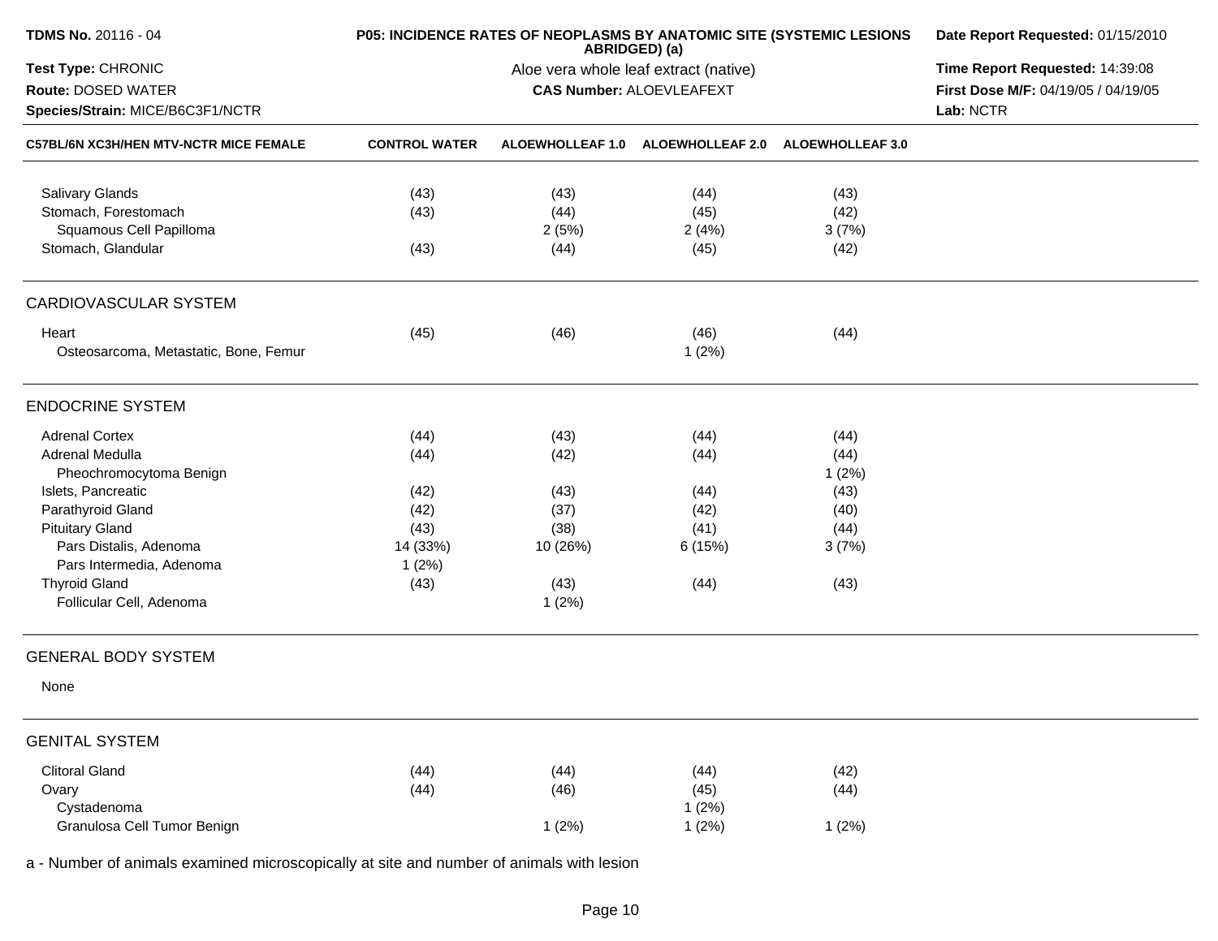**TDMS No.** 20116 - 04

**Test Type:** CHRONIC

**Route:** DOSED WATER

**Species/Strain:** MICE/B6C3F1/NCTR

**P05: INCIDENCE RATES OF NEOPLASMS BY ANATOMIC SITE (SYSTEMIC LESIONS ABRIDGED) (a)**

Aloe vera whole leaf extract (native)

**CAS Number:** ALOEVLEAFEXT

**Date Report Requested:** 01/15/2010

**Time Report Requested:** 14:39:08

**First Dose M/F:** 04/19/05 / 04/19/05

**Lab:** NCTR

| C57BL/6N XC3H/HEN MTV-NCTR MICE FEMALE | CONTROL WATER | ALOEWHOLLEAF 1.0 | ALOEWHOLLEAF 2.0 | ALOEWHOLLEAF 3.0 |
|---|---|---|---|---|
| Salivary Glands | (43) | (43) | (44) | (43) |
| Stomach, Forestomach | (43) | (44) | (45) | (42) |
| Squamous Cell Papilloma | | 2 (5%) | 2 (4%) | 3 (7%) |
| Stomach, Glandular | (43) | (44) | (45) | (42) |
| **CARDIOVASCULAR SYSTEM** | | | | |
| Heart | (45) | (46) | (46) | (44) |
| Osteosarcoma, Metastatic, Bone, Femur | | | 1 (2%) | |
| **ENDOCRINE SYSTEM** | | | | |
| Adrenal Cortex | (44) | (43) | (44) | (44) |
| Adrenal Medulla | (44) | (42) | (44) | (44) |
| Pheochromocytoma Benign | | | | 1 (2%) |
| Islets, Pancreatic | (42) | (43) | (44) | (43) |
| Parathyroid Gland | (42) | (37) | (42) | (40) |
| Pituitary Gland | (43) | (38) | (41) | (44) |
| Pars Distalis, Adenoma | 14 (33%) | 10 (26%) | 6 (15%) | 3 (7%) |
| Pars Intermedia, Adenoma | 1 (2%) | | | |
| Thyroid Gland | (43) | (43) | (44) | (43) |
| Follicular Cell, Adenoma | | 1 (2%) | | |
| **GENERAL BODY SYSTEM** | | | | |
| None | | | | |
| **GENITAL SYSTEM** | | | | |
| Clitoral Gland | (44) | (44) | (44) | (42) |
| Ovary | (44) | (46) | (45) | (44) |
| Cystadenoma | | | 1 (2%) | |
| Granulosa Cell Tumor Benign | | 1 (2%) | 1 (2%) | 1 (2%) |

a - Number of animals examined microscopically at site and number of animals with lesion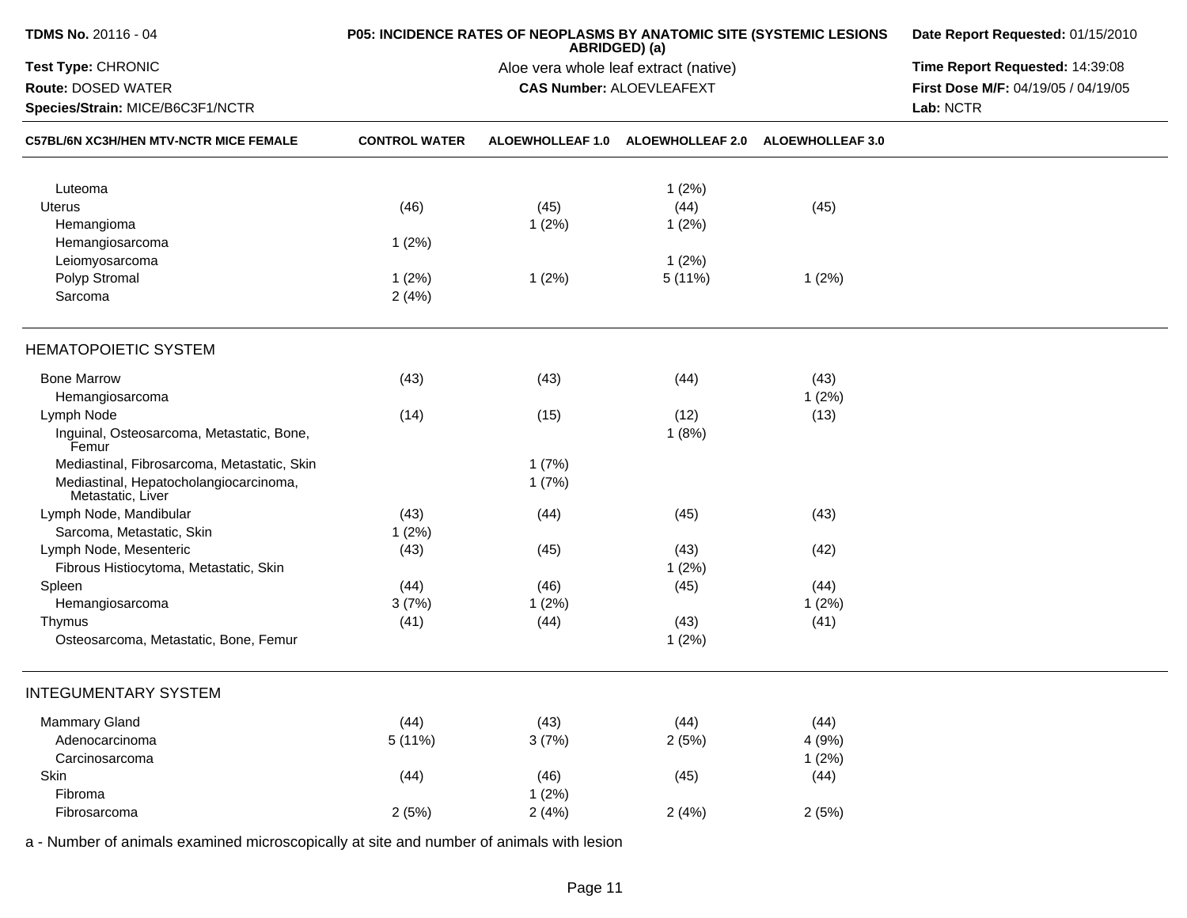**TDMS No.** 20116 - 04
**Test Type:** CHRONIC
**Route:** DOSED WATER
**Species/Strain:** MICE/B6C3F1/NCTR

**P05: INCIDENCE RATES OF NEOPLASMS BY ANATOMIC SITE (SYSTEMIC LESIONS ABRIDGED) (a)**
Aloe vera whole leaf extract (native)
**CAS Number:** ALOEVLEAFEXT

**Date Report Requested:** 01/15/2010
**Time Report Requested:** 14:39:08
**First Dose M/F:** 04/19/05 / 04/19/05
**Lab:** NCTR

| C57BL/6N XC3H/HEN MTV-NCTR MICE FEMALE | CONTROL WATER | ALOEWHOLLEAF 1.0 | ALOEWHOLLEAF 2.0 | ALOEWHOLLEAF 3.0 |
|---|---|---|---|---|
| Luteoma | | | 1 (2%) | |
| Uterus | (46) | (45) | (44) | (45) |
| Hemangioma | | 1 (2%) | 1 (2%) | |
| Hemangiosarcoma | 1 (2%) | | | |
| Leiomyosarcoma | | | 1 (2%) | |
| Polyp Stromal | 1 (2%) | 1 (2%) | 5 (11%) | 1 (2%) |
| Sarcoma | 2 (4%) | | | |
| **HEMATOPOIETIC SYSTEM** | | | | |
| Bone Marrow | (43) | (43) | (44) | (43) |
| Hemangiosarcoma | | | | 1 (2%) |
| Lymph Node | (14) | (15) | (12) | (13) |
| Inguinal, Osteosarcoma, Metastatic, Bone, Femur | | | 1 (8%) | |
| Mediastinal, Fibrosarcoma, Metastatic, Skin | | 1 (7%) | | |
| Mediastinal, Hepatocholangiocarcinoma, Metastatic, Liver | | 1 (7%) | | |
| Lymph Node, Mandibular | (43) | (44) | (45) | (43) |
| Sarcoma, Metastatic, Skin | 1 (2%) | | | |
| Lymph Node, Mesenteric | (43) | (45) | (43) | (42) |
| Fibrous Histiocytoma, Metastatic, Skin | | | 1 (2%) | |
| Spleen | (44) | (46) | (45) | (44) |
| Hemangiosarcoma | 3 (7%) | 1 (2%) | | 1 (2%) |
| Thymus | (41) | (44) | (43) | (41) |
| Osteosarcoma, Metastatic, Bone, Femur | | | 1 (2%) | |
| **INTEGUMENTARY SYSTEM** | | | | |
| Mammary Gland | (44) | (43) | (44) | (44) |
| Adenocarcinoma | 5 (11%) | 3 (7%) | 2 (5%) | 4 (9%) |
| Carcinosarcoma | | | | 1 (2%) |
| Skin | (44) | (46) | (45) | (44) |
| Fibroma | | 1 (2%) | | |
| Fibrosarcoma | 2 (5%) | 2 (4%) | 2 (4%) | 2 (5%) |

a - Number of animals examined microscopically at site and number of animals with lesion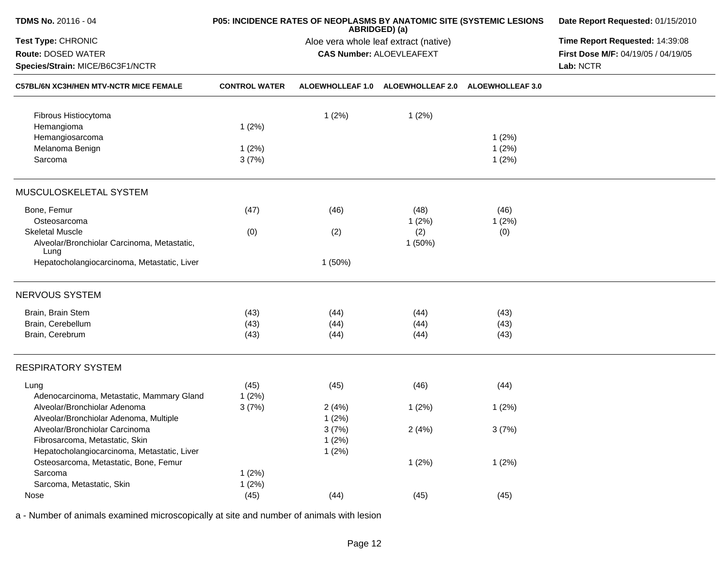**TDMS No.** 20116 - 04

**Test Type:** CHRONIC

**Route:** DOSED WATER

**Species/Strain:** MICE/B6C3F1/NCTR

**P05: INCIDENCE RATES OF NEOPLASMS BY ANATOMIC SITE (SYSTEMIC LESIONS ABRIDGED) (a)**

Aloe vera whole leaf extract (native)

**CAS Number:** ALOEVLEAFEXT

**Date Report Requested:** 01/15/2010

**Time Report Requested:** 14:39:08

**First Dose M/F:** 04/19/05 / 04/19/05

**Lab:** NCTR

| C57BL/6N XC3H/HEN MTV-NCTR MICE FEMALE | CONTROL WATER | ALOEWHOLLEAF 1.0 | ALOEWHOLLEAF 2.0 | ALOEWHOLLEAF 3.0 |
|---|---|---|---|---|
| Fibrous Histiocytoma | | 1 (2%) | 1 (2%) | |
| Hemangioma | 1 (2%) | | | |
| Hemangiosarcoma | | | | 1 (2%) |
| Melanoma Benign | 1 (2%) | | | 1 (2%) |
| Sarcoma | 3 (7%) | | | 1 (2%) |
| **MUSCULOSKELETAL SYSTEM** | | | | |
| Bone, Femur | (47) | (46) | (48) | (46) |
| Osteosarcoma | | | 1 (2%) | 1 (2%) |
| Skeletal Muscle | (0) | (2) | (2) | (0) |
| Alveolar/Bronchiolar Carcinoma, Metastatic, Lung | | | 1 (50%) | |
| Hepatocholangiocarcinoma, Metastatic, Liver | | 1 (50%) | | |
| **NERVOUS SYSTEM** | | | | |
| Brain, Brain Stem | (43) | (44) | (44) | (43) |
| Brain, Cerebellum | (43) | (44) | (44) | (43) |
| Brain, Cerebrum | (43) | (44) | (44) | (43) |
| **RESPIRATORY SYSTEM** | | | | |
| Lung | (45) | (45) | (46) | (44) |
| Adenocarcinoma, Metastatic, Mammary Gland | 1 (2%) | | | |
| Alveolar/Bronchiolar Adenoma | 3 (7%) | 2 (4%) | 1 (2%) | 1 (2%) |
| Alveolar/Bronchiolar Adenoma, Multiple | | 1 (2%) | | |
| Alveolar/Bronchiolar Carcinoma | | 3 (7%) | 2 (4%) | 3 (7%) |
| Fibrosarcoma, Metastatic, Skin | | 1 (2%) | | |
| Hepatocholangiocarcinoma, Metastatic, Liver | | 1 (2%) | | |
| Osteosarcoma, Metastatic, Bone, Femur | | | 1 (2%) | 1 (2%) |
| Sarcoma | 1 (2%) | | | |
| Sarcoma, Metastatic, Skin | 1 (2%) | | | |
| Nose | (45) | (44) | (45) | (45) |

a - Number of animals examined microscopically at site and number of animals with lesion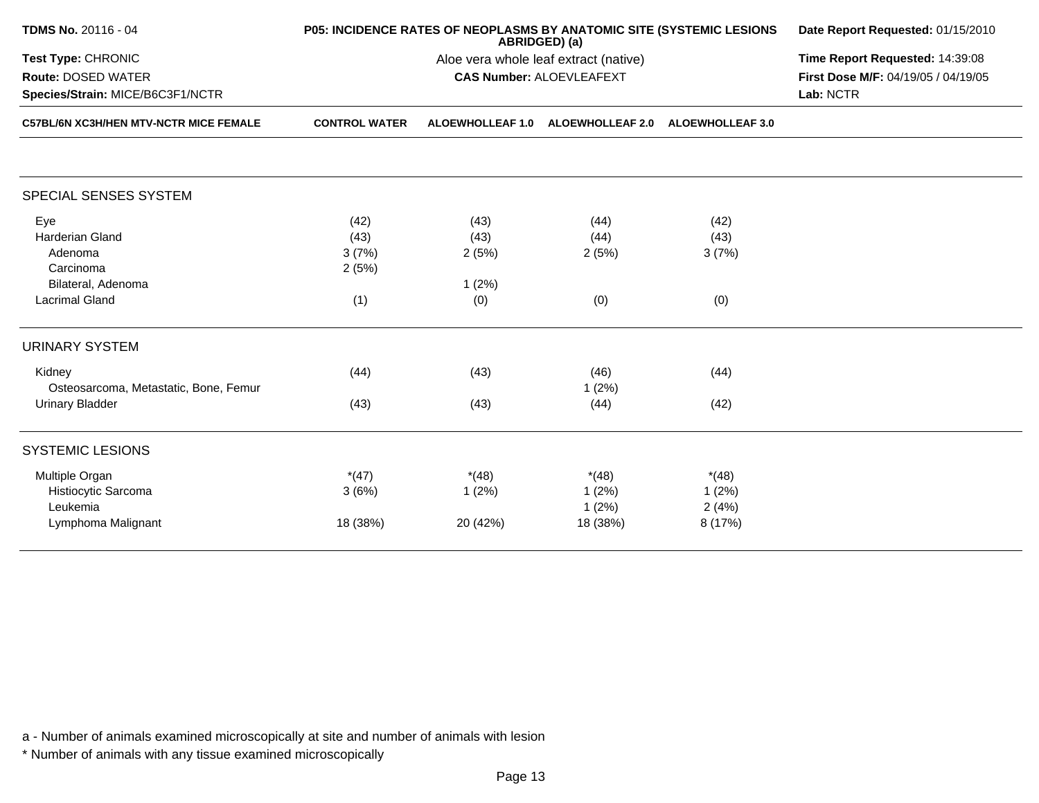**TDMS No.** 20116 - 04
**Test Type:** CHRONIC
**Route:** DOSED WATER
**Species/Strain:** MICE/B6C3F1/NCTR

**P05: INCIDENCE RATES OF NEOPLASMS BY ANATOMIC SITE (SYSTEMIC LESIONS ABRIDGED) (a)**
Aloe vera whole leaf extract (native)
**CAS Number:** ALOEVLEAFEXT

**Date Report Requested:** 01/15/2010
**Time Report Requested:** 14:39:08
**First Dose M/F:** 04/19/05 / 04/19/05
**Lab:** NCTR

| C57BL/6N XC3H/HEN MTV-NCTR MICE FEMALE | CONTROL WATER | ALOEWHOLLEAF 1.0 | ALOEWHOLLEAF 2.0 | ALOEWHOLLEAF 3.0 |
|---|---|---|---|---|
| **SPECIAL SENSES SYSTEM** | | | | |
| Eye | (42) | (43) | (44) | (42) |
| Harderian Gland | (43) | (43) | (44) | (43) |
| Adenoma | 3 (7%) | 2 (5%) | 2 (5%) | 3 (7%) |
| Carcinoma | 2 (5%) | | | |
| Bilateral, Adenoma | | 1 (2%) | | |
| Lacrimal Gland | (1) | (0) | (0) | (0) |
| **URINARY SYSTEM** | | | | |
| Kidney | (44) | (43) | (46) | (44) |
| Osteosarcoma, Metastatic, Bone, Femur | | | 1 (2%) | |
| Urinary Bladder | (43) | (43) | (44) | (42) |
| **SYSTEMIC LESIONS** | | | | |
| Multiple Organ | *(47) | *(48) | *(48) | *(48) |
| Histiocytic Sarcoma | 3 (6%) | 1 (2%) | 1 (2%) | 1 (2%) |
| Leukemia | | | 1 (2%) | 2 (4%) |
| Lymphoma Malignant | 18 (38%) | 20 (42%) | 18 (38%) | 8 (17%) |

a - Number of animals examined microscopically at site and number of animals with lesion

* Number of animals with any tissue examined microscopically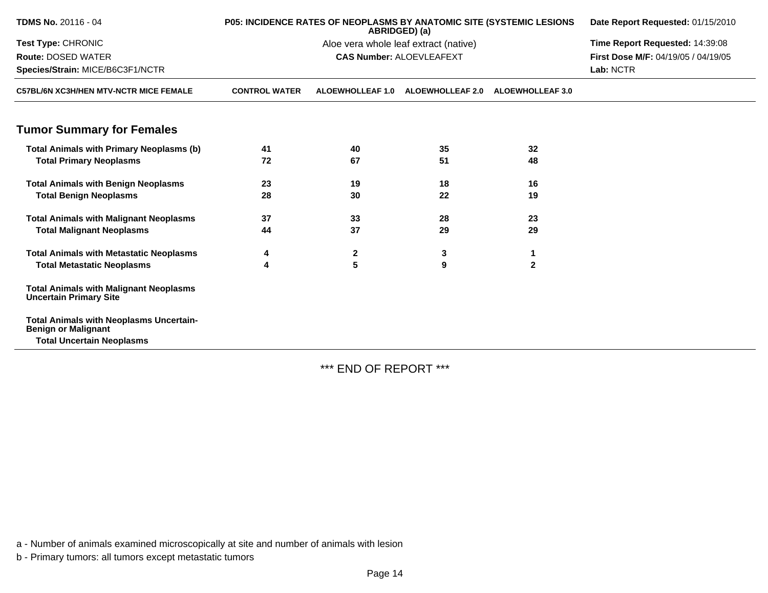| C57BL/6N XC3H/HEN MTV-NCTR MICE FEMALE | CONTROL WATER | ALOEWHOLLEAF 1.0 | ALOEWHOLLEAF 2.0 | ALOEWHOLLEAF 3.0 |
|---|---|---|---|---|
| **Tumor Summary for Females** | | | | |
| **Total Animals with Primary Neoplasms (b)** | 41 | 40 | 35 | 32 |
| **Total Primary Neoplasms** | 72 | 67 | 51 | 48 |
| **Total Animals with Benign Neoplasms** | 23 | 19 | 18 | 16 |
| **Total Benign Neoplasms** | 28 | 30 | 22 | 19 |
| **Total Animals with Malignant Neoplasms** | 37 | 33 | 28 | 23 |
| **Total Malignant Neoplasms** | 44 | 37 | 29 | 29 |
| **Total Animals with Metastatic Neoplasms** | 4 | 2 | 3 | 1 |
| **Total Metastatic Neoplasms** | 4 | 5 | 9 | 2 |
| **Total Animals with Malignant Neoplasms Uncertain Primary Site** | | | | |
| **Total Animals with Neoplasms Uncertain-Benign or Malignant** | | | | |
| **Total Uncertain Neoplasms** | | | | |

*** END OF REPORT ***

a - Number of animals examined microscopically at site and number of animals with lesion

b - Primary tumors: all tumors except metastatic tumors